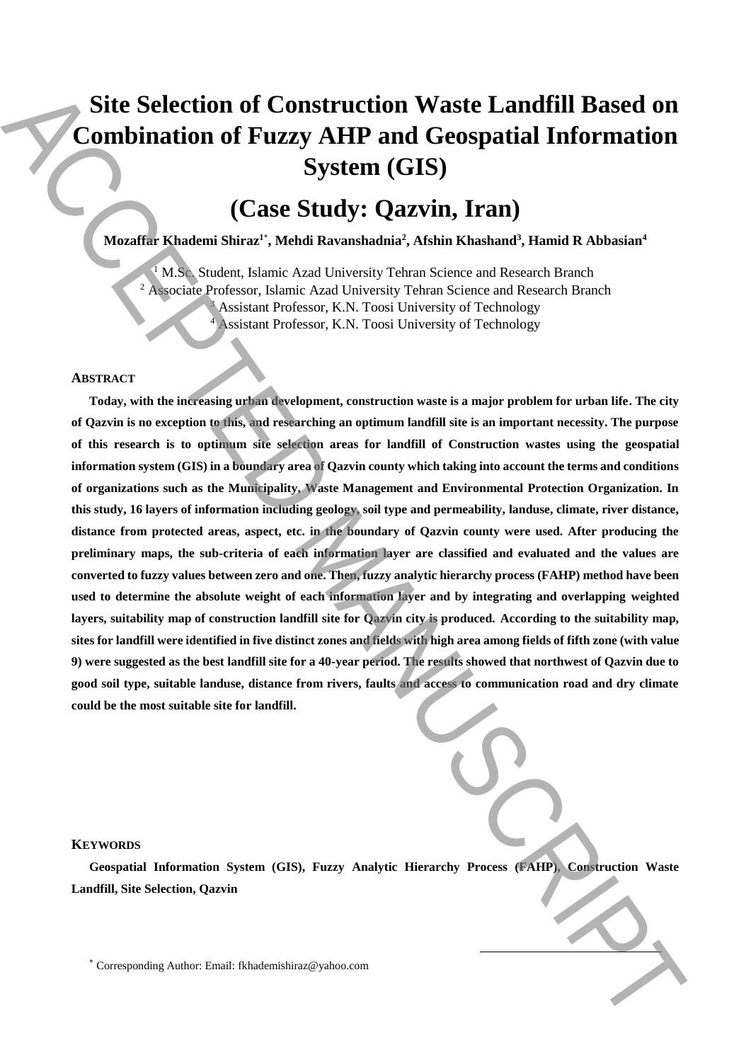# Site Selection of Construction Waste Landfill Based on Combination of Fuzzy AHP and Geospatial Information System (GIS)

# (Case Study: Qazvin, Iran)

**Mozaffar Khademi Shiraz[1*], Mehdi Ravanshadnia[2], Afshin Khashand[3], Hamid R Abbasian[4]**

[1] M.Sc. Student, Islamic Azad University Tehran Science and Research Branch
[2] Associate Professor, Islamic Azad University Tehran Science and Research Branch
[3] Assistant Professor, K.N. Toosi University of Technology
[4] Assistant Professor, K.N. Toosi University of Technology

### ABSTRACT

**Today, with the increasing urban development, construction waste is a major problem for urban life. The city of Qazvin is no exception to this, and researching an optimum landfill site is an important necessity. The purpose of this research is to optimum site selection areas for landfill of Construction wastes using the geospatial information system (GIS) in a boundary area of Qazvin county which taking into account the terms and conditions of organizations such as the Municipality, Waste Management and Environmental Protection Organization. In this study, 16 layers of information including geology, soil type and permeability, landuse, climate, river distance, distance from protected areas, aspect, etc. in the boundary of Qazvin county were used. After producing the preliminary maps, the sub-criteria of each information layer are classified and evaluated and the values are converted to fuzzy values between zero and one. Then, fuzzy analytic hierarchy process (FAHP) method have been used to determine the absolute weight of each information layer and by integrating and overlapping weighted layers, suitability map of construction landfill site for Qazvin city is produced. According to the suitability map, sites for landfill were identified in five distinct zones and fields with high area among fields of fifth zone (with value 9) were suggested as the best landfill site for a 40-year period. The results showed that northwest of Qazvin due to good soil type, suitable landuse, distance from rivers, faults and access to communication road and dry climate could be the most suitable site for landfill.**

### KEYWORDS

**Geospatial Information System (GIS), Fuzzy Analytic Hierarchy Process (FAHP), Construction Waste Landfill, Site Selection, Qazvin**

[*] Corresponding Author: Email: fkhademishiraz@yahoo.com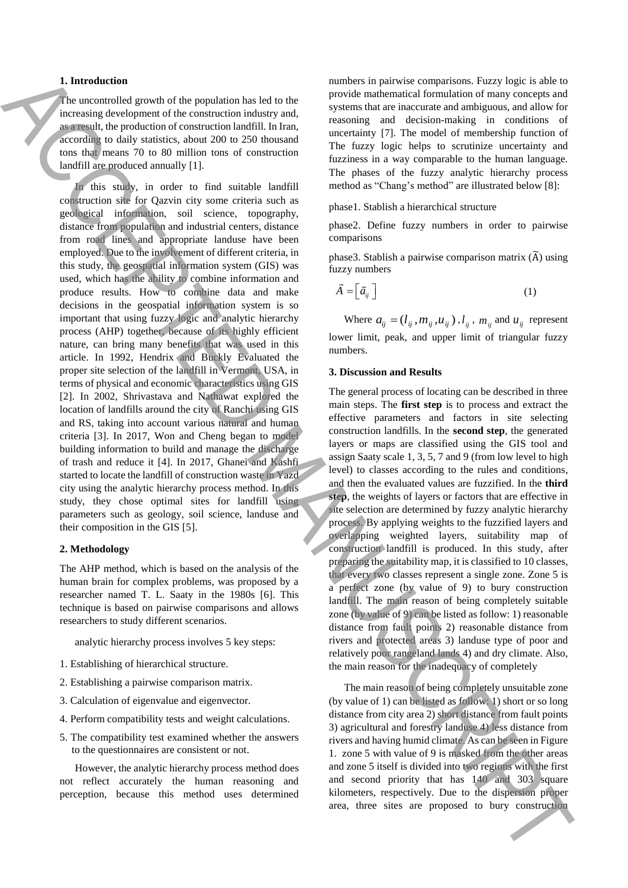## 1. Introduction

The uncontrolled growth of the population has led to the increasing development of the construction industry and, as a result, the production of construction landfill. In Iran, according to daily statistics, about 200 to 250 thousand tons that means 70 to 80 million tons of construction landfill are produced annually [1].

In this study, in order to find suitable landfill construction site for Qazvin city some criteria such as geological information, soil science, topography, distance from population and industrial centers, distance from road lines and appropriate landuse have been employed. Due to the involvement of different criteria, in this study, the geospatial information system (GIS) was used, which has the ability to combine information and produce results. How to combine data and make decisions in the geospatial information system is so important that using fuzzy logic and analytic hierarchy process (AHP) together, because of its highly efficient nature, can bring many benefits that was used in this article. In 1992, Hendrix and Buckly Evaluated the proper site selection of the landfill in Vermont, USA, in terms of physical and economic characteristics using GIS [2]. In 2002, Shrivastava and Nathawat explored the location of landfills around the city of Ranchi using GIS and RS, taking into account various natural and human criteria [3]. In 2017, Won and Cheng began to model building information to build and manage the discharge of trash and reduce it [4]. In 2017, Ghanei and Kashfi started to locate the landfill of construction waste in Yazd city using the analytic hierarchy process method. In this study, they chose optimal sites for landfill using parameters such as geology, soil science, landuse and their composition in the GIS [5].

## 2. Methodology

The AHP method, which is based on the analysis of the human brain for complex problems, was proposed by a researcher named T. L. Saaty in the 1980s [6]. This technique is based on pairwise comparisons and allows researchers to study different scenarios.

analytic hierarchy process involves 5 key steps:

1. Establishing of hierarchical structure.
2. Establishing a pairwise comparison matrix.
3. Calculation of eigenvalue and eigenvector.
4. Perform compatibility tests and weight calculations.
5. The compatibility test examined whether the answers to the questionnaires are consistent or not.

However, the analytic hierarchy process method does not reflect accurately the human reasoning and perception, because this method uses determined numbers in pairwise comparisons. Fuzzy logic is able to provide mathematical formulation of many concepts and systems that are inaccurate and ambiguous, and allow for reasoning and decision-making in conditions of uncertainty [7]. The model of membership function of The fuzzy logic helps to scrutinize uncertainty and fuzziness in a way comparable to the human language. The phases of the fuzzy analytic hierarchy process method as "Chang's method" are illustrated below [8]:

phase1. Stablish a hierarchical structure

phase2. Define fuzzy numbers in order to pairwise comparisons

phase3. Stablish a pairwise comparison matrix ($\tilde{A}$) using fuzzy numbers

$$\tilde{A} = \left[\tilde{a}_{ij}\right] \tag{1}$$

Where $a_{ij} = (l_{ij}, m_{ij}, u_{ij})$, $l_{ij}$, $m_{ij}$ and $u_{ij}$ represent lower limit, peak, and upper limit of triangular fuzzy numbers.

## 3. Discussion and Results

The general process of locating can be described in three main steps. The **first step** is to process and extract the effective parameters and factors in site selecting construction landfills. In the **second step**, the generated layers or maps are classified using the GIS tool and assign Saaty scale 1, 3, 5, 7 and 9 (from low level to high level) to classes according to the rules and conditions, and then the evaluated values are fuzzified. In the **third step**, the weights of layers or factors that are effective in site selection are determined by fuzzy analytic hierarchy process. By applying weights to the fuzzified layers and overlapping weighted layers, suitability map of construction landfill is produced. In this study, after preparing the suitability map, it is classified to 10 classes, that every two classes represent a single zone. Zone 5 is a perfect zone (by value of 9) to bury construction landfill. The main reason of being completely suitable zone (by value of 9) can be listed as follow: 1) reasonable distance from fault points 2) reasonable distance from rivers and protected areas 3) landuse type of poor and relatively poor rangeland lands 4) and dry climate. Also, the main reason for the inadequacy of completely

The main reason of being completely unsuitable zone (by value of 1) can be listed as follow: 1) short or so long distance from city area 2) short distance from fault points 3) agricultural and forestry landuse 4) less distance from rivers and having humid climate. As can be seen in Figure 1. zone 5 with value of 9 is masked from the other areas and zone 5 itself is divided into two regions with the first and second priority that has 140 and 303 square kilometers, respectively. Due to the dispersion proper area, three sites are proposed to bury construction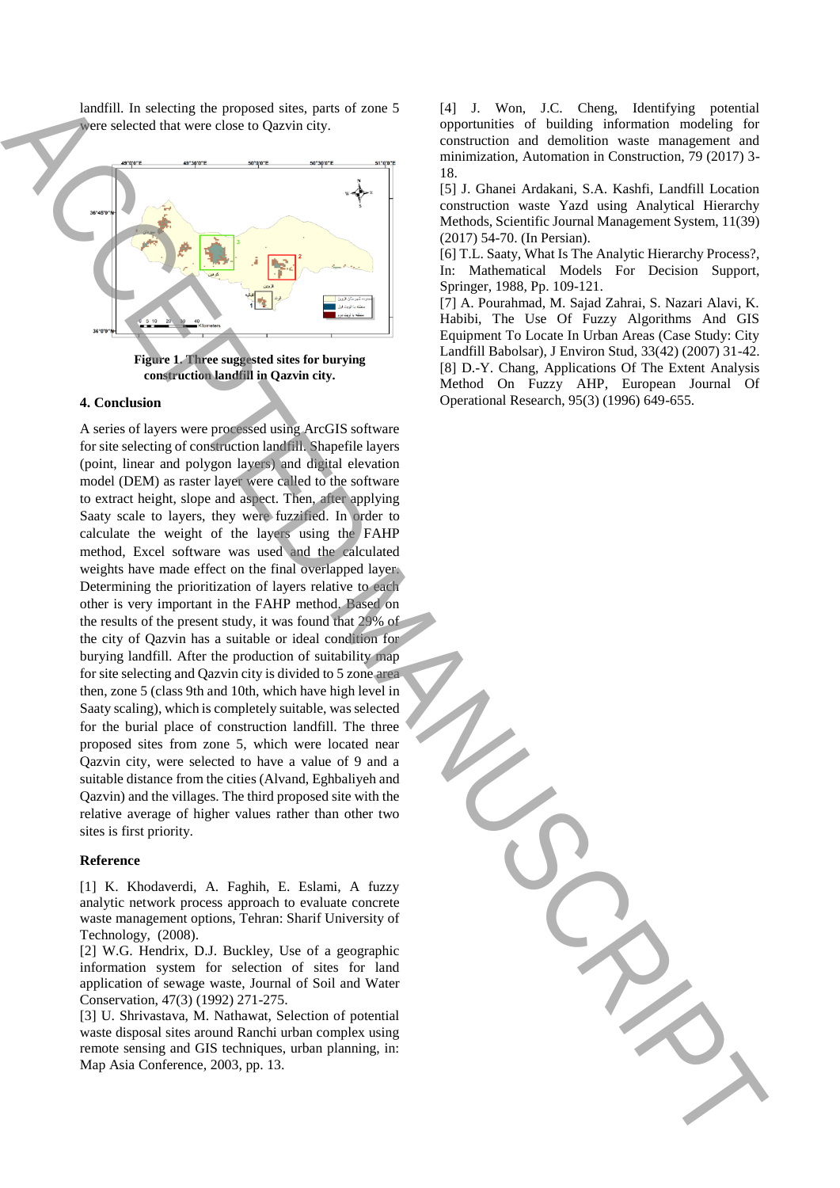landfill. In selecting the proposed sites, parts of zone 5 were selected that were close to Qazvin city.

Figure 1. Three suggested sites for burying construction landfill in Qazvin city.

#### 4. Conclusion

A series of layers were processed using ArcGIS software for site selecting of construction landfill. Shapefile layers (point, linear and polygon layers) and digital elevation model (DEM) as raster layer were called to the software to extract height, slope and aspect. Then, after applying Saaty scale to layers, they were fuzzified. In order to calculate the weight of the layers using the FAHP method, Excel software was used and the calculated weights have made effect on the final overlapped layer. Determining the prioritization of layers relative to each other is very important in the FAHP method. Based on the results of the present study, it was found that 29% of the city of Qazvin has a suitable or ideal condition for burying landfill. After the production of suitability map for site selecting and Qazvin city is divided to 5 zone area then, zone 5 (class 9th and 10th, which have high level in Saaty scaling), which is completely suitable, was selected for the burial place of construction landfill. The three proposed sites from zone 5, which were located near Qazvin city, were selected to have a value of 9 and a suitable distance from the cities (Alvand, Eghbaliyeh and Qazvin) and the villages. The third proposed site with the relative average of higher values rather than other two sites is first priority.

#### Reference

[1] K. Khodaverdi, A. Faghih, E. Eslami, A fuzzy analytic network process approach to evaluate concrete waste management options, Tehran: Sharif University of Technology, (2008).

[2] W.G. Hendrix, D.J. Buckley, Use of a geographic information system for selection of sites for land application of sewage waste, Journal of Soil and Water Conservation, 47(3) (1992) 271-275.

[3] U. Shrivastava, M. Nathawat, Selection of potential waste disposal sites around Ranchi urban complex using remote sensing and GIS techniques, urban planning, in: Map Asia Conference, 2003, pp. 13.

[4] J. Won, J.C. Cheng, Identifying potential opportunities of building information modeling for construction and demolition waste management and minimization, Automation in Construction, 79 (2017) 3-18.

[5] J. Ghanei Ardakani, S.A. Kashfi, Landfill Location construction waste Yazd using Analytical Hierarchy Methods, Scientific Journal Management System, 11(39) (2017) 54-70. (In Persian).

[6] T.L. Saaty, What Is The Analytic Hierarchy Process?, In: Mathematical Models For Decision Support, Springer, 1988, Pp. 109-121.

[7] A. Pourahmad, M. Sajad Zahrai, S. Nazari Alavi, K. Habibi, The Use Of Fuzzy Algorithms And GIS Equipment To Locate In Urban Areas (Case Study: City Landfill Babolsar), J Environ Stud, 33(42) (2007) 31-42.

[8] D.-Y. Chang, Applications Of The Extent Analysis Method On Fuzzy AHP, European Journal Of Operational Research, 95(3) (1996) 649-655.